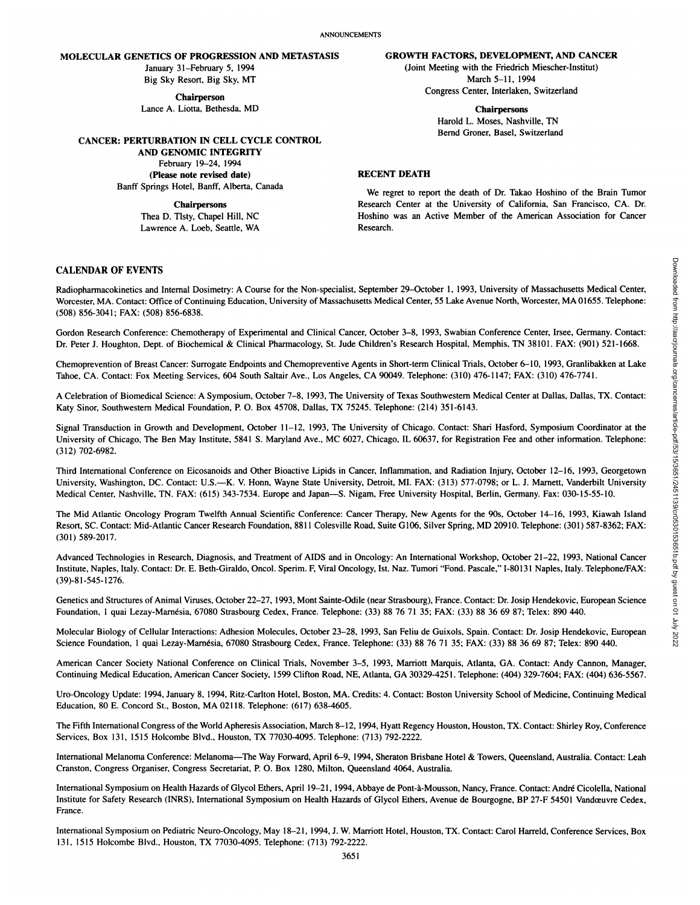## MOLECULAR GENETICS OF PROGRESSION AND METASTASIS

January 31–February 5, 1994
Big Sky Resort, Big Sky, MT

**Chairperson**
Lance A. Liotta, Bethesda, MD

## CANCER: PERTURBATION IN CELL CYCLE CONTROL AND GENOMIC INTEGRITY

February 19–24, 1994
**(Please note revised date)**
Banff Springs Hotel, Banff, Alberta, Canada

**Chairpersons**
Thea D. Tlsty, Chapel Hill, NC
Lawrence A. Loeb, Seattle, WA

## GROWTH FACTORS, DEVELOPMENT, AND CANCER

(Joint Meeting with the Friedrich Miescher-Institut)
March 5–11, 1994
Congress Center, Interlaken, Switzerland

**Chairpersons**
Harold L. Moses, Nashville, TN
Bernd Groner, Basel, Switzerland

## RECENT DEATH

We regret to report the death of Dr. Takao Hoshino of the Brain Tumor Research Center at the University of California, San Francisco, CA. Dr. Hoshino was an Active Member of the American Association for Cancer Research.

## CALENDAR OF EVENTS

Radiopharmacokinetics and Internal Dosimetry: A Course for the Non-specialist, September 29–October 1, 1993, University of Massachusetts Medical Center, Worcester, MA. Contact: Office of Continuing Education, University of Massachusetts Medical Center, 55 Lake Avenue North, Worcester, MA 01655. Telephone: (508) 856-3041; FAX: (508) 856-6838.

Gordon Research Conference: Chemotherapy of Experimental and Clinical Cancer, October 3–8, 1993, Swabian Conference Center, Irsee, Germany. Contact: Dr. Peter J. Houghton, Dept. of Biochemical & Clinical Pharmacology, St. Jude Children's Research Hospital, Memphis, TN 38101. FAX: (901) 521-1668.

Chemoprevention of Breast Cancer: Surrogate Endpoints and Chemopreventive Agents in Short-term Clinical Trials, October 6–10, 1993, Granlibakken at Lake Tahoe, CA. Contact: Fox Meeting Services, 604 South Saltair Ave., Los Angeles, CA 90049. Telephone: (310) 476-1147; FAX: (310) 476-7741.

A Celebration of Biomedical Science: A Symposium, October 7–8, 1993, The University of Texas Southwestern Medical Center at Dallas, Dallas, TX. Contact: Katy Sinor, Southwestern Medical Foundation, P. O. Box 45708, Dallas, TX 75245. Telephone: (214) 351-6143.

Signal Transduction in Growth and Development, October 11–12, 1993, The University of Chicago. Contact: Shari Hasford, Symposium Coordinator at the University of Chicago, The Ben May Institute, 5841 S. Maryland Ave., MC 6027, Chicago, IL 60637, for Registration Fee and other information. Telephone: (312) 702-6982.

Third International Conference on Eicosanoids and Other Bioactive Lipids in Cancer, Inflammation, and Radiation Injury, October 12–16, 1993, Georgetown University, Washington, DC. Contact: U.S.—K. V. Honn, Wayne State University, Detroit, MI. FAX: (313) 577-0798; or L. J. Marnett, Vanderbilt University Medical Center, Nashville, TN. FAX: (615) 343-7534. Europe and Japan—S. Nigam, Free University Hospital, Berlin, Germany. Fax: 030-15-55-10.

The Mid Atlantic Oncology Program Twelfth Annual Scientific Conference: Cancer Therapy, New Agents for the 90s, October 14–16, 1993, Kiawah Island Resort, SC. Contact: Mid-Atlantic Cancer Research Foundation, 8811 Colesville Road, Suite G106, Silver Spring, MD 20910. Telephone: (301) 587-8362; FAX: (301) 589-2017.

Advanced Technologies in Research, Diagnosis, and Treatment of AIDS and in Oncology: An International Workshop, October 21–22, 1993, National Cancer Institute, Naples, Italy. Contact: Dr. E. Beth-Giraldo, Oncol. Sperim. F, Viral Oncology, Ist. Naz. Tumori "Fond. Pascale," I-80131 Naples, Italy. Telephone/FAX: (39)-81-545-1276.

Genetics and Structures of Animal Viruses, October 22–27, 1993, Mont Sainte-Odile (near Strasbourg), France. Contact: Dr. Josip Hendekovic, European Science Foundation, 1 quai Lezay-Marnésia, 67080 Strasbourg Cedex, France. Telephone: (33) 88 76 71 35; FAX: (33) 88 36 69 87; Telex: 890 440.

Molecular Biology of Cellular Interactions: Adhesion Molecules, October 23–28, 1993, San Feliu de Guixols, Spain. Contact: Dr. Josip Hendekovic, European Science Foundation, 1 quai Lezay-Marnésia, 67080 Strasbourg Cedex, France. Telephone: (33) 88 76 71 35; FAX: (33) 88 36 69 87; Telex: 890 440.

American Cancer Society National Conference on Clinical Trials, November 3–5, 1993, Marriott Marquis, Atlanta, GA. Contact: Andy Cannon, Manager, Continuing Medical Education, American Cancer Society, 1599 Clifton Road, NE, Atlanta, GA 30329-4251. Telephone: (404) 329-7604; FAX: (404) 636-5567.

Uro-Oncology Update: 1994, January 8, 1994, Ritz-Carlton Hotel, Boston, MA. Credits: 4. Contact: Boston University School of Medicine, Continuing Medical Education, 80 E. Concord St., Boston, MA 02118. Telephone: (617) 638-4605.

The Fifth International Congress of the World Apheresis Association, March 8–12, 1994, Hyatt Regency Houston, Houston, TX. Contact: Shirley Roy, Conference Services, Box 131, 1515 Holcombe Blvd., Houston, TX 77030-4095. Telephone: (713) 792-2222.

International Melanoma Conference: Melanoma—The Way Forward, April 6–9, 1994, Sheraton Brisbane Hotel & Towers, Queensland, Australia. Contact: Leah Cranston, Congress Organiser, Congress Secretariat, P. O. Box 1280, Milton, Queensland 4064, Australia.

International Symposium on Health Hazards of Glycol Ethers, April 19–21, 1994, Abbaye de Pont-à-Mousson, Nancy, France. Contact: André Cicolella, National Institute for Safety Research (INRS), International Symposium on Health Hazards of Glycol Ethers, Avenue de Bourgogne, BP 27-F 54501 Vandœuvre Cedex, France.

International Symposium on Pediatric Neuro-Oncology, May 18–21, 1994, J. W. Marriott Hotel, Houston, TX. Contact: Carol Harreld, Conference Services, Box 131, 1515 Holcombe Blvd., Houston, TX 77030-4095. Telephone: (713) 792-2222.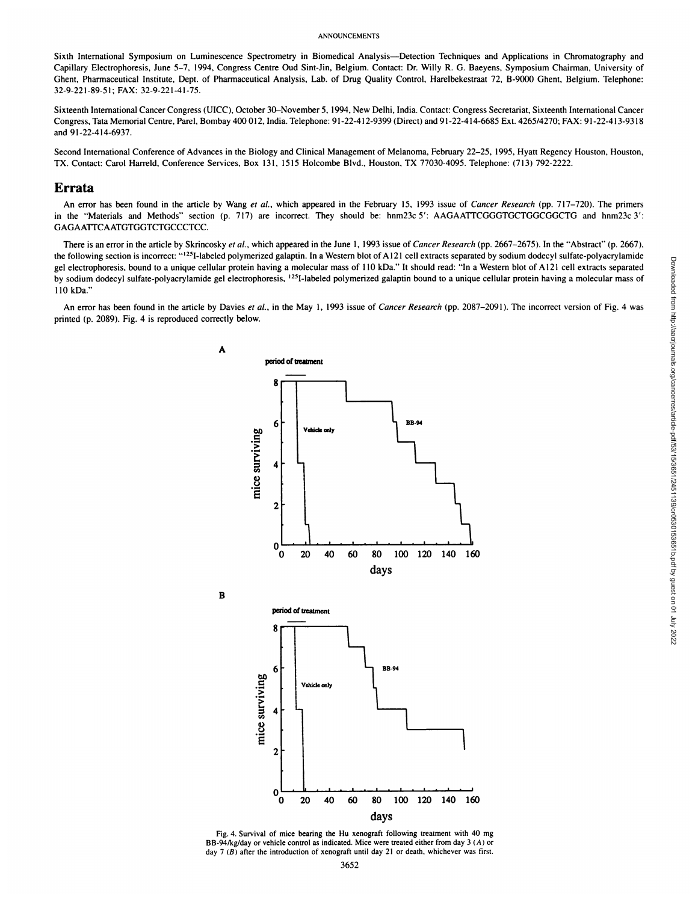ANNOUNCEMENTS

Sixth International Symposium on Luminescence Spectrometry in Biomedical Analysis—Detection Techniques and Applications in Chromatography and Capillary Electrophoresis, June 5–7, 1994, Congress Centre Oud Sint-Jin, Belgium. Contact: Dr. Willy R. G. Baeyens, Symposium Chairman, University of Ghent, Pharmaceutical Institute, Dept. of Pharmaceutical Analysis, Lab. of Drug Quality Control, Harelbekestraat 72, B-9000 Ghent, Belgium. Telephone: 32-9-221-89-51; FAX: 32-9-221-41-75.

Sixteenth International Cancer Congress (UICC), October 30–November 5, 1994, New Delhi, India. Contact: Congress Secretariat, Sixteenth International Cancer Congress, Tata Memorial Centre, Parel, Bombay 400 012, India. Telephone: 91-22-412-9399 (Direct) and 91-22-414-6685 Ext. 4265/4270; FAX: 91-22-413-9318 and 91-22-414-6937.

Second International Conference of Advances in the Biology and Clinical Management of Melanoma, February 22–25, 1995, Hyatt Regency Houston, Houston, TX. Contact: Carol Harreld, Conference Services, Box 131, 1515 Holcombe Blvd., Houston, TX 77030-4095. Telephone: (713) 792-2222.

## Errata

An error has been found in the article by Wang *et al.*, which appeared in the February 15, 1993 issue of *Cancer Research* (pp. 717–720). The primers in the "Materials and Methods" section (p. 717) are incorrect. They should be: hnm23c 5′: AAGAATTCGGGTGCTGGCGGCTG and hnm23c 3′: GAGAATTCAATGTGGTCTGCCCTCC.

There is an error in the article by Skrincosky *et al.*, which appeared in the June 1, 1993 issue of *Cancer Research* (pp. 2667–2675). In the "Abstract" (p. 2667), the following section is incorrect: "$^{125}$I-labeled polymerized galaptin. In a Western blot of A121 cell extracts separated by sodium dodecyl sulfate-polyacrylamide gel electrophoresis, bound to a unique cellular protein having a molecular mass of 110 kDa." It should read: "In a Western blot of A121 cell extracts separated by sodium dodecyl sulfate-polyacrylamide gel electrophoresis, $^{125}$I-labeled polymerized galaptin bound to a unique cellular protein having a molecular mass of 110 kDa."

An error has been found in the article by Davies *et al.*, in the May 1, 1993 issue of *Cancer Research* (pp. 2087–2091). The incorrect version of Fig. 4 was printed (p. 2089). Fig. 4 is reproduced correctly below.

A

period of treatment

mice surviving

Vehicle only

BB-94

days

0 20 40 60 80 100 120 140 160

B

period of treatment

mice surviving

Vehicle only

BB-94

days

0 20 40 60 80 100 120 140 160

Fig. 4. Survival of mice bearing the Hu xenograft following treatment with 40 mg BB-94/kg/day or vehicle control as indicated. Mice were treated either from day 3 (*A*) or day 7 (*B*) after the introduction of xenograft until day 21 or death, whichever was first.